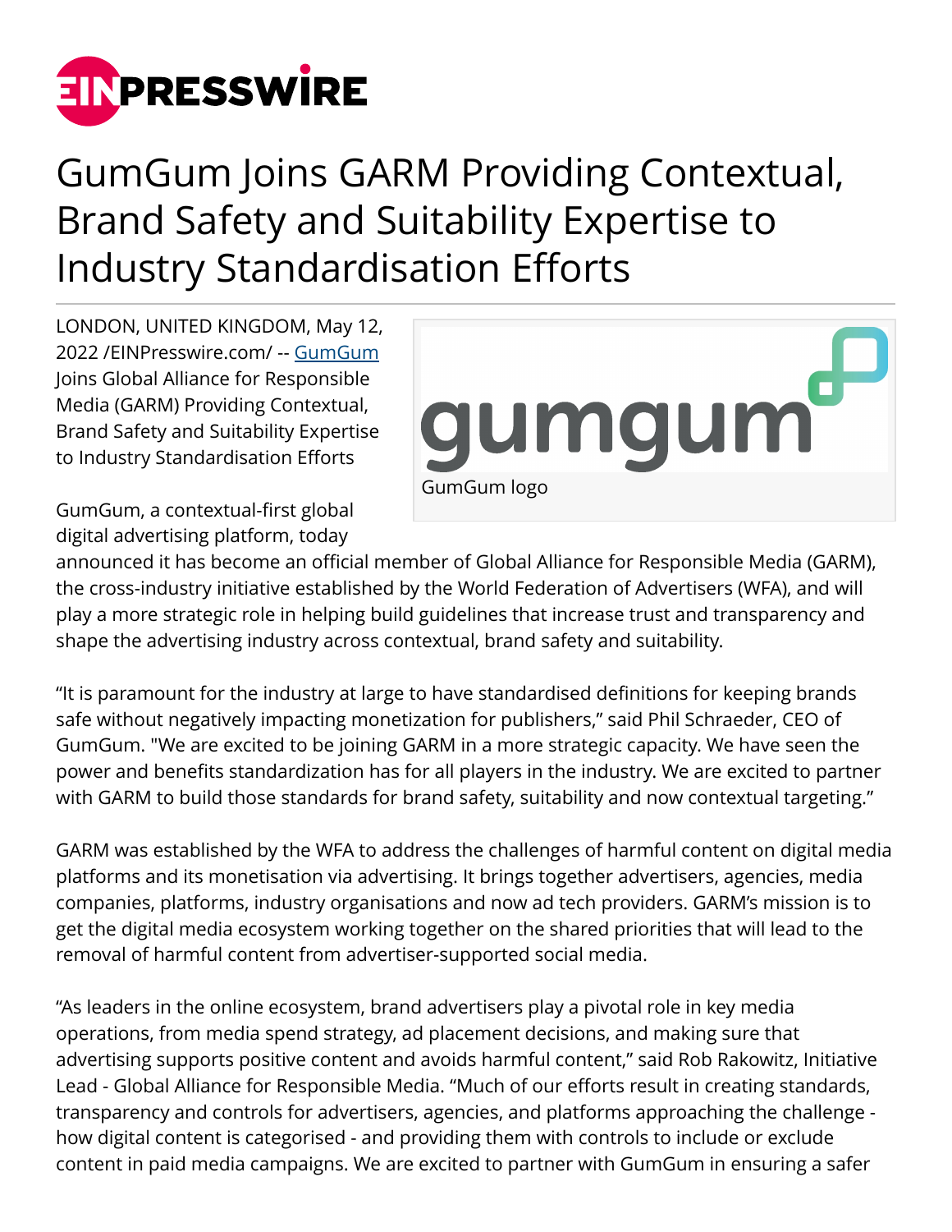# GumGum Joins GARM Providing Contextual, Brand Safety and Suitability Expertise to Industry Standardisation Efforts

LONDON, UNITED KINGDOM, May 12, 2022 /EINPresswire.com/ -- GumGum Joins Global Alliance for Responsible Media (GARM) Providing Contextual, Brand Safety and Suitability Expertise to Industry Standardisation Efforts

GumGum logo

GumGum, a contextual-first global digital advertising platform, today announced it has become an official member of Global Alliance for Responsible Media (GARM), the cross-industry initiative established by the World Federation of Advertisers (WFA), and will play a more strategic role in helping build guidelines that increase trust and transparency and shape the advertising industry across contextual, brand safety and suitability.

“It is paramount for the industry at large to have standardised definitions for keeping brands safe without negatively impacting monetization for publishers,” said Phil Schraeder, CEO of GumGum. "We are excited to be joining GARM in a more strategic capacity. We have seen the power and benefits standardization has for all players in the industry. We are excited to partner with GARM to build those standards for brand safety, suitability and now contextual targeting.”

GARM was established by the WFA to address the challenges of harmful content on digital media platforms and its monetisation via advertising. It brings together advertisers, agencies, media companies, platforms, industry organisations and now ad tech providers. GARM’s mission is to get the digital media ecosystem working together on the shared priorities that will lead to the removal of harmful content from advertiser-supported social media.

“As leaders in the online ecosystem, brand advertisers play a pivotal role in key media operations, from media spend strategy, ad placement decisions, and making sure that advertising supports positive content and avoids harmful content,” said Rob Rakowitz, Initiative Lead - Global Alliance for Responsible Media. “Much of our efforts result in creating standards, transparency and controls for advertisers, agencies, and platforms approaching the challenge - how digital content is categorised - and providing them with controls to include or exclude content in paid media campaigns. We are excited to partner with GumGum in ensuring a safer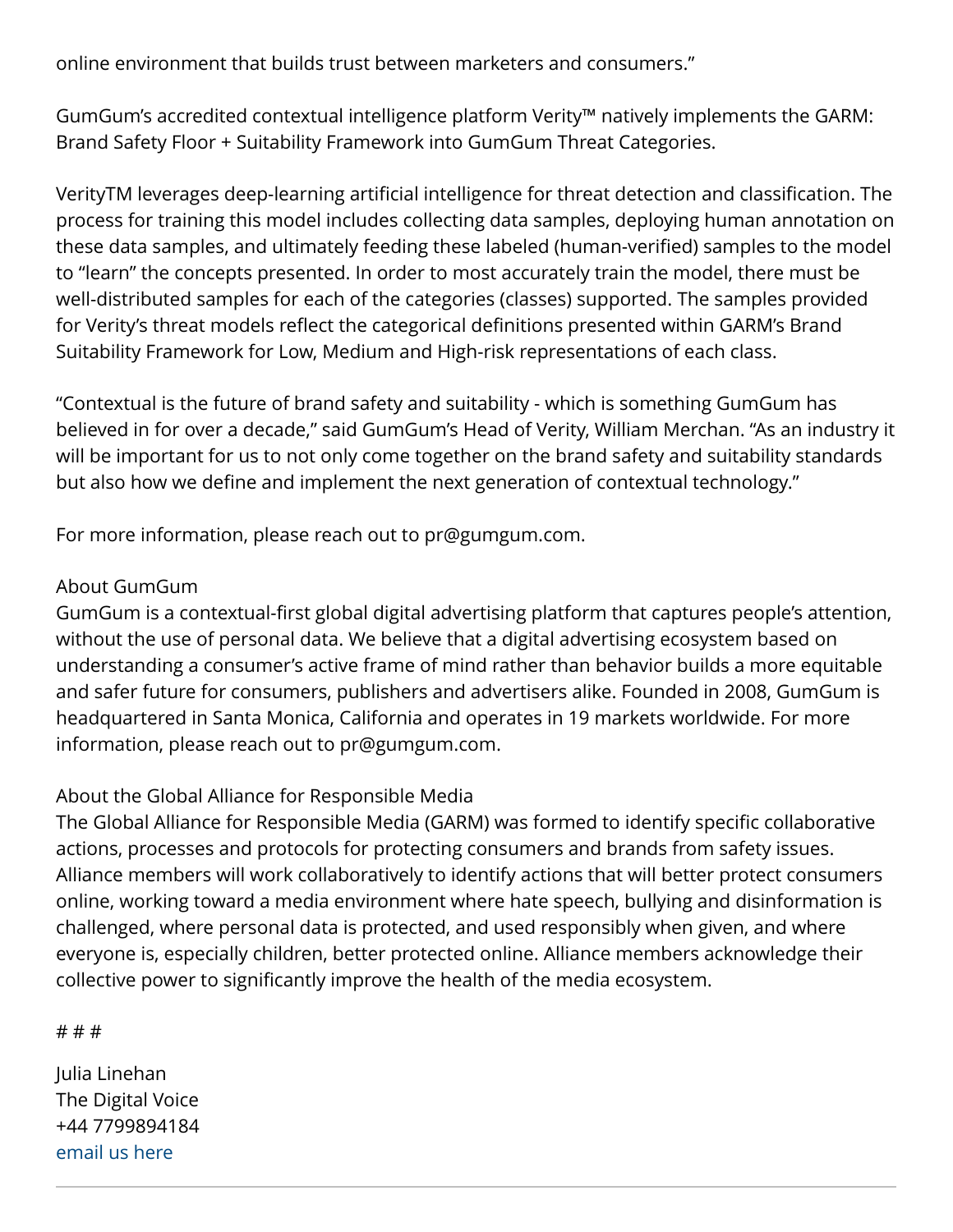online environment that builds trust between marketers and consumers."

GumGum's accredited contextual intelligence platform Verity™ natively implements the GARM: Brand Safety Floor + Suitability Framework into GumGum Threat Categories.

VerityTM leverages deep-learning artificial intelligence for threat detection and classification. The process for training this model includes collecting data samples, deploying human annotation on these data samples, and ultimately feeding these labeled (human-verified) samples to the model to "learn" the concepts presented. In order to most accurately train the model, there must be well-distributed samples for each of the categories (classes) supported. The samples provided for Verity's threat models reflect the categorical definitions presented within GARM's Brand Suitability Framework for Low, Medium and High-risk representations of each class.

"Contextual is the future of brand safety and suitability - which is something GumGum has believed in for over a decade," said GumGum's Head of Verity, William Merchan. "As an industry it will be important for us to not only come together on the brand safety and suitability standards but also how we define and implement the next generation of contextual technology."

For more information, please reach out to pr@gumgum.com.

About GumGum
GumGum is a contextual-first global digital advertising platform that captures people's attention, without the use of personal data. We believe that a digital advertising ecosystem based on understanding a consumer's active frame of mind rather than behavior builds a more equitable and safer future for consumers, publishers and advertisers alike. Founded in 2008, GumGum is headquartered in Santa Monica, California and operates in 19 markets worldwide. For more information, please reach out to pr@gumgum.com.

About the Global Alliance for Responsible Media
The Global Alliance for Responsible Media (GARM) was formed to identify specific collaborative actions, processes and protocols for protecting consumers and brands from safety issues. Alliance members will work collaboratively to identify actions that will better protect consumers online, working toward a media environment where hate speech, bullying and disinformation is challenged, where personal data is protected, and used responsibly when given, and where everyone is, especially children, better protected online. Alliance members acknowledge their collective power to significantly improve the health of the media ecosystem.

# # #

Julia Linehan
The Digital Voice
+44 7799894184
email us here

---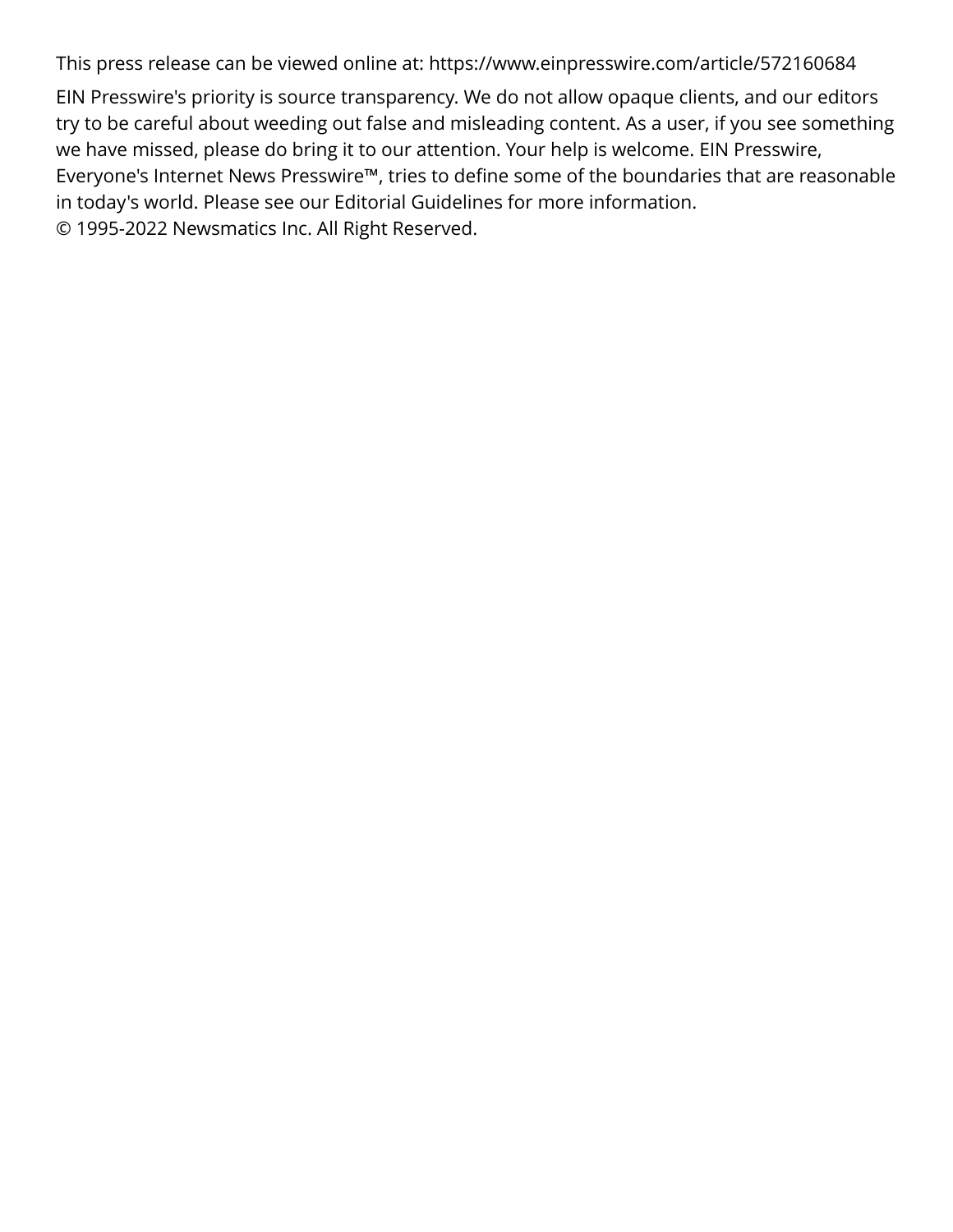This press release can be viewed online at: https://www.einpresswire.com/article/572160684

EIN Presswire's priority is source transparency. We do not allow opaque clients, and our editors try to be careful about weeding out false and misleading content. As a user, if you see something we have missed, please do bring it to our attention. Your help is welcome. EIN Presswire, Everyone's Internet News Presswire™, tries to define some of the boundaries that are reasonable in today's world. Please see our Editorial Guidelines for more information.

© 1995-2022 Newsmatics Inc. All Right Reserved.